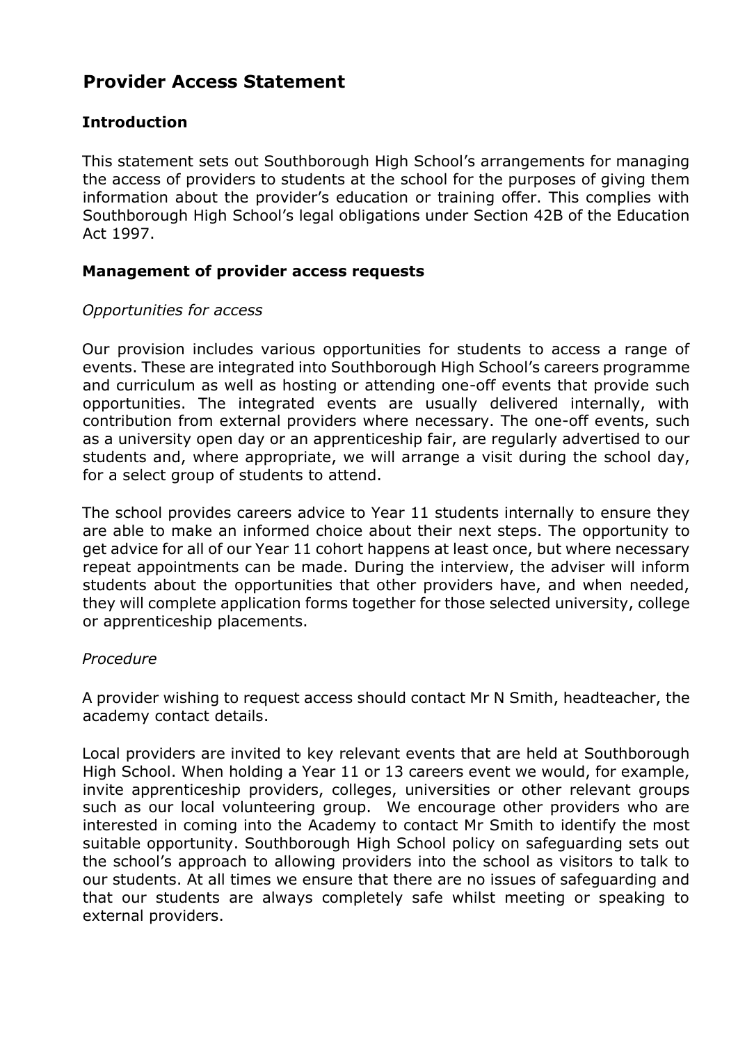# Provider Access Statement

## Introduction

This statement sets out Southborough High School's arrangements for managing the access of providers to students at the school for the purposes of giving them information about the provider's education or training offer. This complies with Southborough High School's legal obligations under Section 42B of the Education Act 1997.

## Management of provider access requests

### *Opportunities for access*

Our provision includes various opportunities for students to access a range of events. These are integrated into Southborough High School's careers programme and curriculum as well as hosting or attending one-off events that provide such opportunities. The integrated events are usually delivered internally, with contribution from external providers where necessary. The one-off events, such as a university open day or an apprenticeship fair, are regularly advertised to our students and, where appropriate, we will arrange a visit during the school day, for a select group of students to attend.

The school provides careers advice to Year 11 students internally to ensure they are able to make an informed choice about their next steps. The opportunity to get advice for all of our Year 11 cohort happens at least once, but where necessary repeat appointments can be made. During the interview, the adviser will inform students about the opportunities that other providers have, and when needed, they will complete application forms together for those selected university, college or apprenticeship placements.

### *Procedure*

A provider wishing to request access should contact Mr N Smith, headteacher, the academy contact details.

Local providers are invited to key relevant events that are held at Southborough High School. When holding a Year 11 or 13 careers event we would, for example, invite apprenticeship providers, colleges, universities or other relevant groups such as our local volunteering group. We encourage other providers who are interested in coming into the Academy to contact Mr Smith to identify the most suitable opportunity. Southborough High School policy on safeguarding sets out the school's approach to allowing providers into the school as visitors to talk to our students. At all times we ensure that there are no issues of safeguarding and that our students are always completely safe whilst meeting or speaking to external providers.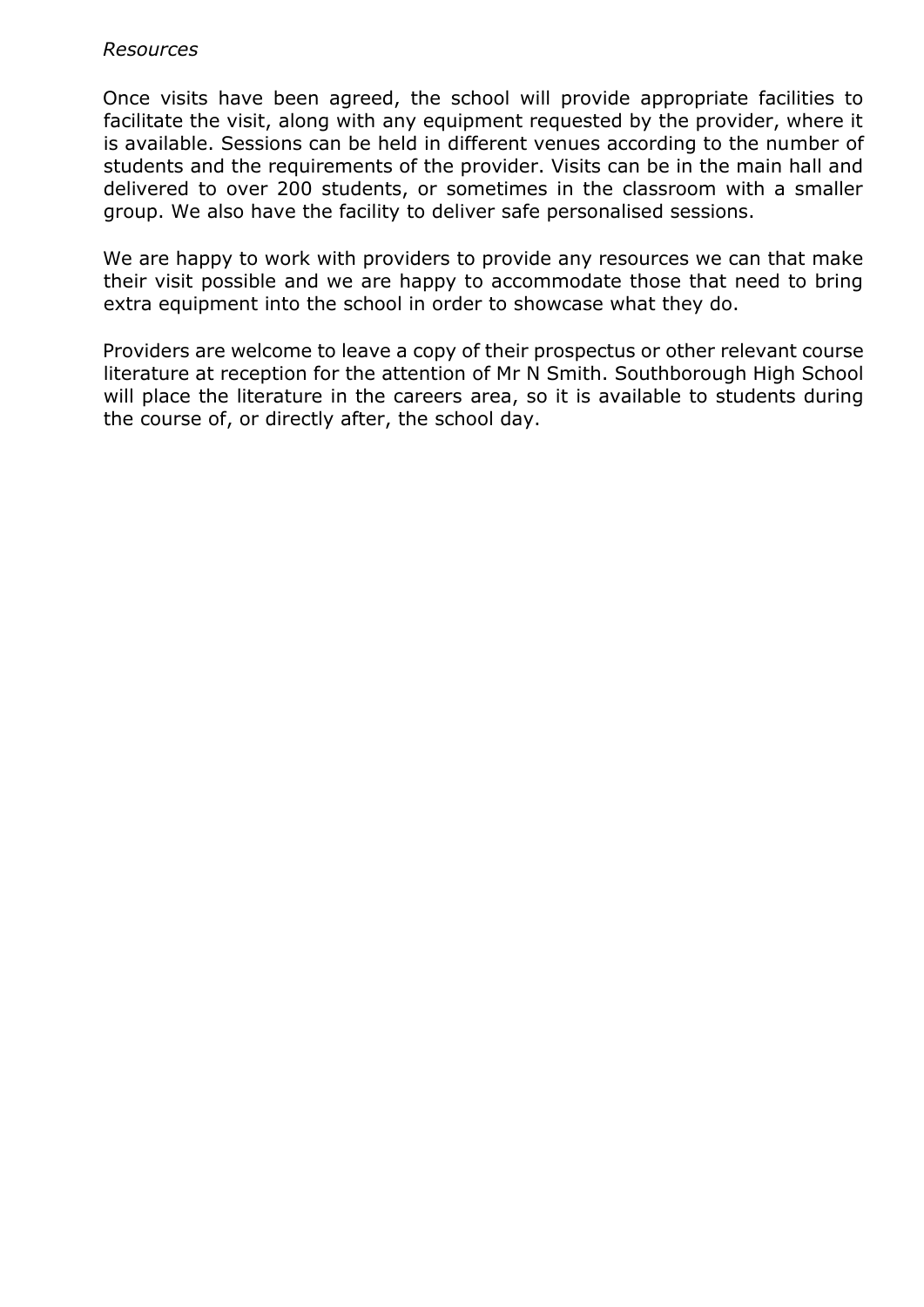*Resources*

Once visits have been agreed, the school will provide appropriate facilities to facilitate the visit, along with any equipment requested by the provider, where it is available. Sessions can be held in different venues according to the number of students and the requirements of the provider. Visits can be in the main hall and delivered to over 200 students, or sometimes in the classroom with a smaller group. We also have the facility to deliver safe personalised sessions.

We are happy to work with providers to provide any resources we can that make their visit possible and we are happy to accommodate those that need to bring extra equipment into the school in order to showcase what they do.

Providers are welcome to leave a copy of their prospectus or other relevant course literature at reception for the attention of Mr N Smith. Southborough High School will place the literature in the careers area, so it is available to students during the course of, or directly after, the school day.